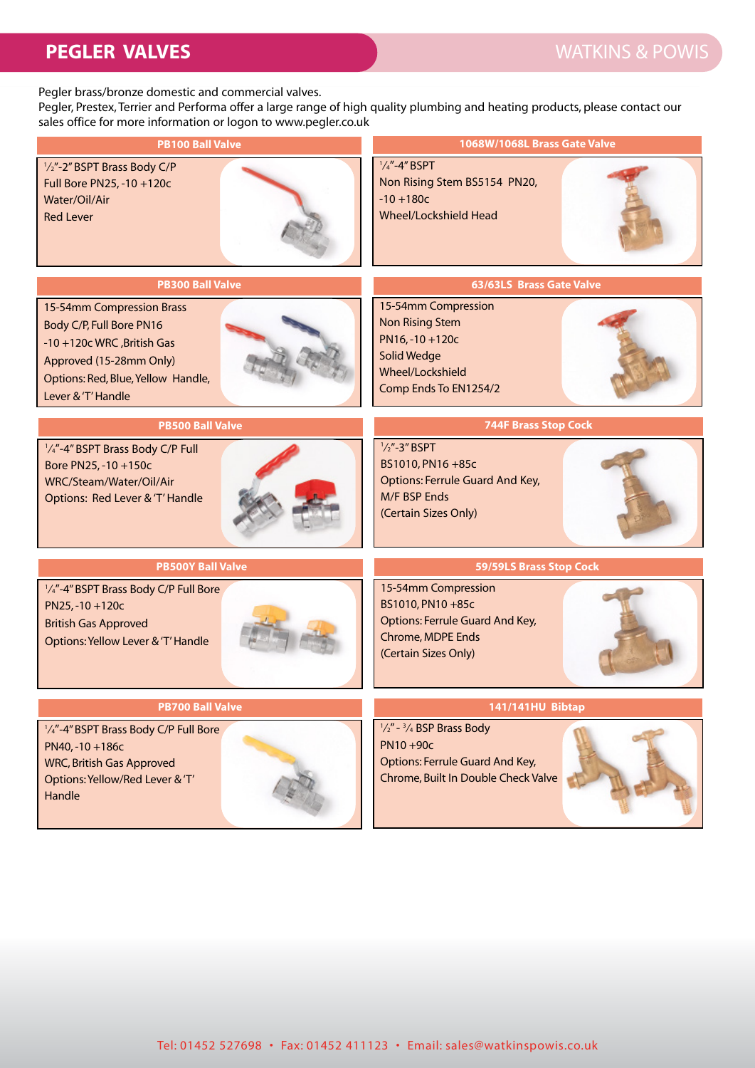# PEGLER VALVES

Pegler brass/bronze domestic and commercial valves.
Pegler, Prestex, Terrier and Performa offer a large range of high quality plumbing and heating products, please contact our sales office for more information or logon to www.pegler.co.uk

### PB100 Ball Valve

½"-2" BSPT Brass Body C/P
Full Bore PN25, -10 +120c
Water/Oil/Air
Red Lever

### 1068W/1068L Brass Gate Valve

¼"-4" BSPT
Non Rising Stem BS5154 PN20,
-10 +180c
Wheel/Lockshield Head

### PB300 Ball Valve

15-54mm Compression Brass
Body C/P, Full Bore PN16
-10 +120c WRC ,British Gas
Approved (15-28mm Only)
Options: Red, Blue, Yellow Handle,
Lever & 'T' Handle

### 63/63LS Brass Gate Valve

15-54mm Compression
Non Rising Stem
PN16, -10 +120c
Solid Wedge
Wheel/Lockshield
Comp Ends To EN1254/2

### PB500 Ball Valve

¼"-4" BSPT Brass Body C/P Full
Bore PN25, -10 +150c
WRC/Steam/Water/Oil/Air
Options: Red Lever & 'T' Handle

### 744F Brass Stop Cock

½"-3" BSPT
BS1010, PN16 +85c
Options: Ferrule Guard And Key,
M/F BSP Ends
(Certain Sizes Only)

### PB500Y Ball Valve

¼"-4" BSPT Brass Body C/P Full Bore
PN25, -10 +120c
British Gas Approved
Options: Yellow Lever & 'T' Handle

### 59/59LS Brass Stop Cock

15-54mm Compression
BS1010, PN10 +85c
Options: Ferrule Guard And Key,
Chrome, MDPE Ends
(Certain Sizes Only)

### PB700 Ball Valve

¼"-4" BSPT Brass Body C/P Full Bore
PN40, -10 +186c
WRC, British Gas Approved
Options: Yellow/Red Lever & 'T'
Handle

### 141/141HU Bibtap

½" - ¾ BSP Brass Body
PN10 +90c
Options: Ferrule Guard And Key,
Chrome, Built In Double Check Valve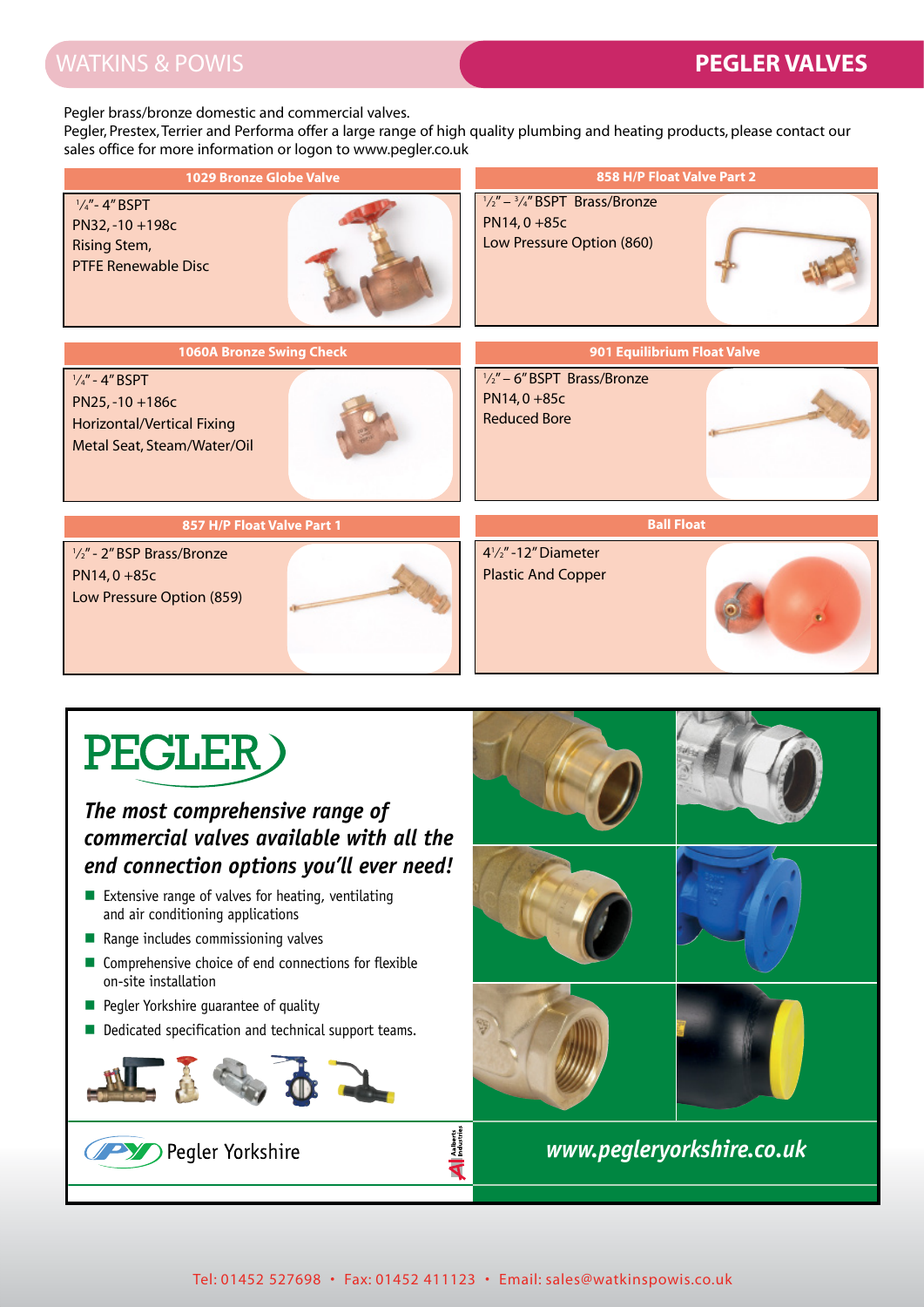# PEGLER VALVES

Pegler brass/bronze domestic and commercial valves.
Pegler, Prestex, Terrier and Performa offer a large range of high quality plumbing and heating products, please contact our sales office for more information or logon to www.pegler.co.uk

### 1029 Bronze Globe Valve

$^1/_4$" - 4" BSPT
PN32, -10 +198c
Rising Stem,
PTFE Renewable Disc

### 858 H/P Float Valve Part 2

$^1/_2$" – $^3/_4$" BSPT Brass/Bronze
PN14, 0 +85c
Low Pressure Option (860)

### 1060A Bronze Swing Check

$^1/_4$" - 4" BSPT
PN25, -10 +186c
Horizontal/Vertical Fixing
Metal Seat, Steam/Water/Oil

### 901 Equilibrium Float Valve

$^1/_2$" – 6" BSPT Brass/Bronze
PN14, 0 +85c
Reduced Bore

### 857 H/P Float Valve Part 1

$^1/_2$" - 2" BSP Brass/Bronze
PN14, 0 +85c
Low Pressure Option (859)

### Ball Float

4$^1/_2$" -12" Diameter
Plastic And Copper

## PEGLER

***The most comprehensive range of commercial valves available with all the end connection options you'll ever need!***

- Extensive range of valves for heating, ventilating and air conditioning applications
- Range includes commissioning valves
- Comprehensive choice of end connections for flexible on-site installation
- Pegler Yorkshire guarantee of quality
- Dedicated specification and technical support teams.

Pegler Yorkshire

*www.pegleryorkshire.co.uk*

Tel: 01452 527698 • Fax: 01452 411123 • Email: sales@watkinspowis.co.uk